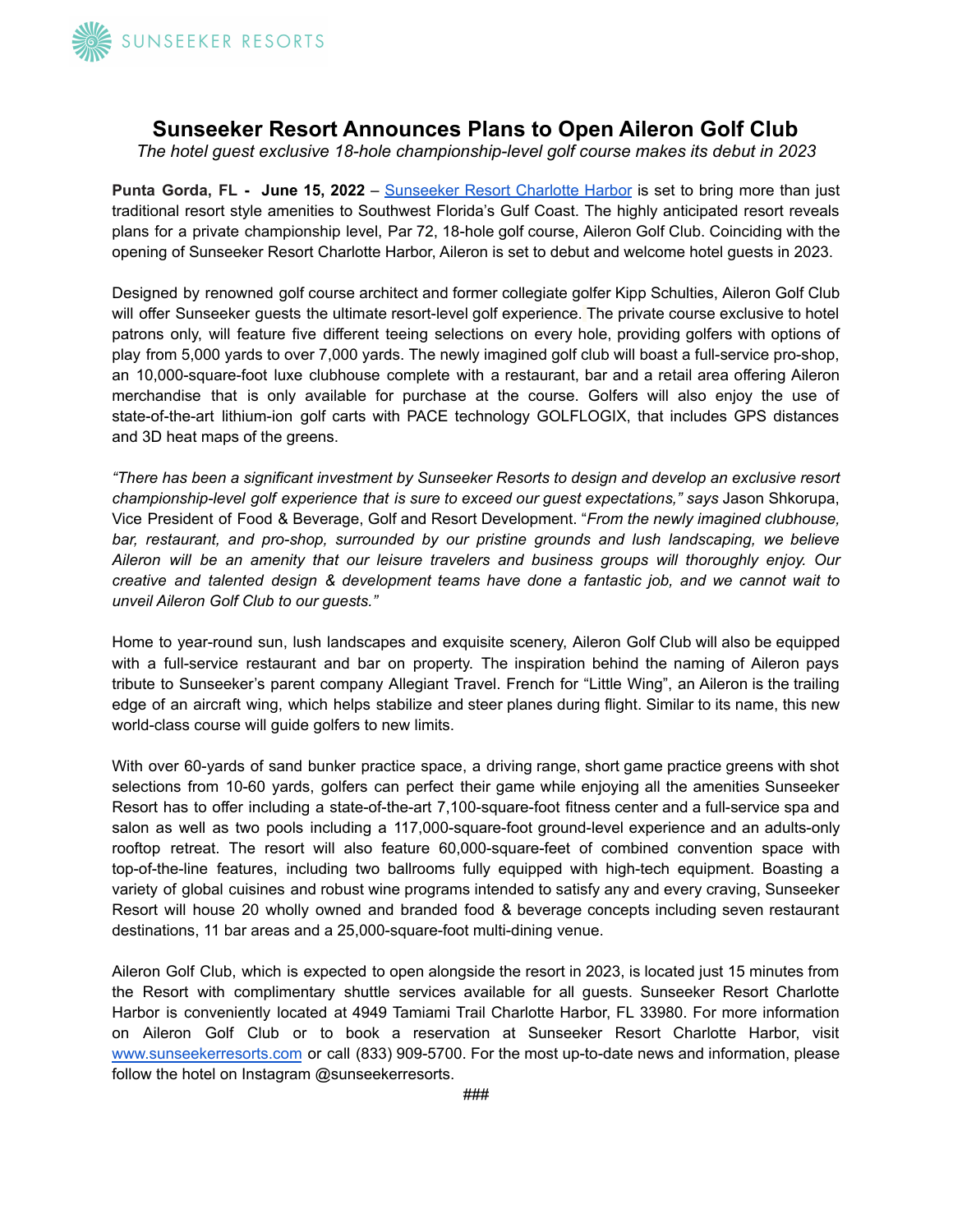SUNSEEKER RESORTS

# Sunseeker Resort Announces Plans to Open Aileron Golf Club

*The hotel guest exclusive 18-hole championship-level golf course makes its debut in 2023*

**Punta Gorda, FL - June 15, 2022** – [Sunseeker Resort Charlotte Harbor](Sunseeker Resort Charlotte Harbor) is set to bring more than just traditional resort style amenities to Southwest Florida's Gulf Coast. The highly anticipated resort reveals plans for a private championship level, Par 72, 18-hole golf course, Aileron Golf Club. Coinciding with the opening of Sunseeker Resort Charlotte Harbor, Aileron is set to debut and welcome hotel guests in 2023.

Designed by renowned golf course architect and former collegiate golfer Kipp Schulties, Aileron Golf Club will offer Sunseeker guests the ultimate resort-level golf experience. The private course exclusive to hotel patrons only, will feature five different teeing selections on every hole, providing golfers with options of play from 5,000 yards to over 7,000 yards. The newly imagined golf club will boast a full-service pro-shop, an 10,000-square-foot luxe clubhouse complete with a restaurant, bar and a retail area offering Aileron merchandise that is only available for purchase at the course. Golfers will also enjoy the use of state-of-the-art lithium-ion golf carts with PACE technology GOLFLOGIX, that includes GPS distances and 3D heat maps of the greens.

*"There has been a significant investment by Sunseeker Resorts to design and develop an exclusive resort championship-level golf experience that is sure to exceed our guest expectations," says* Jason Shkorupa, Vice President of Food & Beverage, Golf and Resort Development. "*From the newly imagined clubhouse, bar, restaurant, and pro-shop, surrounded by our pristine grounds and lush landscaping, we believe Aileron will be an amenity that our leisure travelers and business groups will thoroughly enjoy. Our creative and talented design & development teams have done a fantastic job, and we cannot wait to unveil Aileron Golf Club to our guests."*

Home to year-round sun, lush landscapes and exquisite scenery, Aileron Golf Club will also be equipped with a full-service restaurant and bar on property. The inspiration behind the naming of Aileron pays tribute to Sunseeker's parent company Allegiant Travel. French for "Little Wing", an Aileron is the trailing edge of an aircraft wing, which helps stabilize and steer planes during flight. Similar to its name, this new world-class course will guide golfers to new limits.

With over 60-yards of sand bunker practice space, a driving range, short game practice greens with shot selections from 10-60 yards, golfers can perfect their game while enjoying all the amenities Sunseeker Resort has to offer including a state-of-the-art 7,100-square-foot fitness center and a full-service spa and salon as well as two pools including a 117,000-square-foot ground-level experience and an adults-only rooftop retreat. The resort will also feature 60,000-square-feet of combined convention space with top-of-the-line features, including two ballrooms fully equipped with high-tech equipment. Boasting a variety of global cuisines and robust wine programs intended to satisfy any and every craving, Sunseeker Resort will house 20 wholly owned and branded food & beverage concepts including seven restaurant destinations, 11 bar areas and a 25,000-square-foot multi-dining venue.

Aileron Golf Club, which is expected to open alongside the resort in 2023, is located just 15 minutes from the Resort with complimentary shuttle services available for all guests. Sunseeker Resort Charlotte Harbor is conveniently located at 4949 Tamiami Trail Charlotte Harbor, FL 33980. For more information on Aileron Golf Club or to book a reservation at Sunseeker Resort Charlotte Harbor, visit [www.sunseekerresorts.com](www.sunseekerresorts.com) or call (833) 909-5700. For the most up-to-date news and information, please follow the hotel on Instagram @sunseekerresorts.

###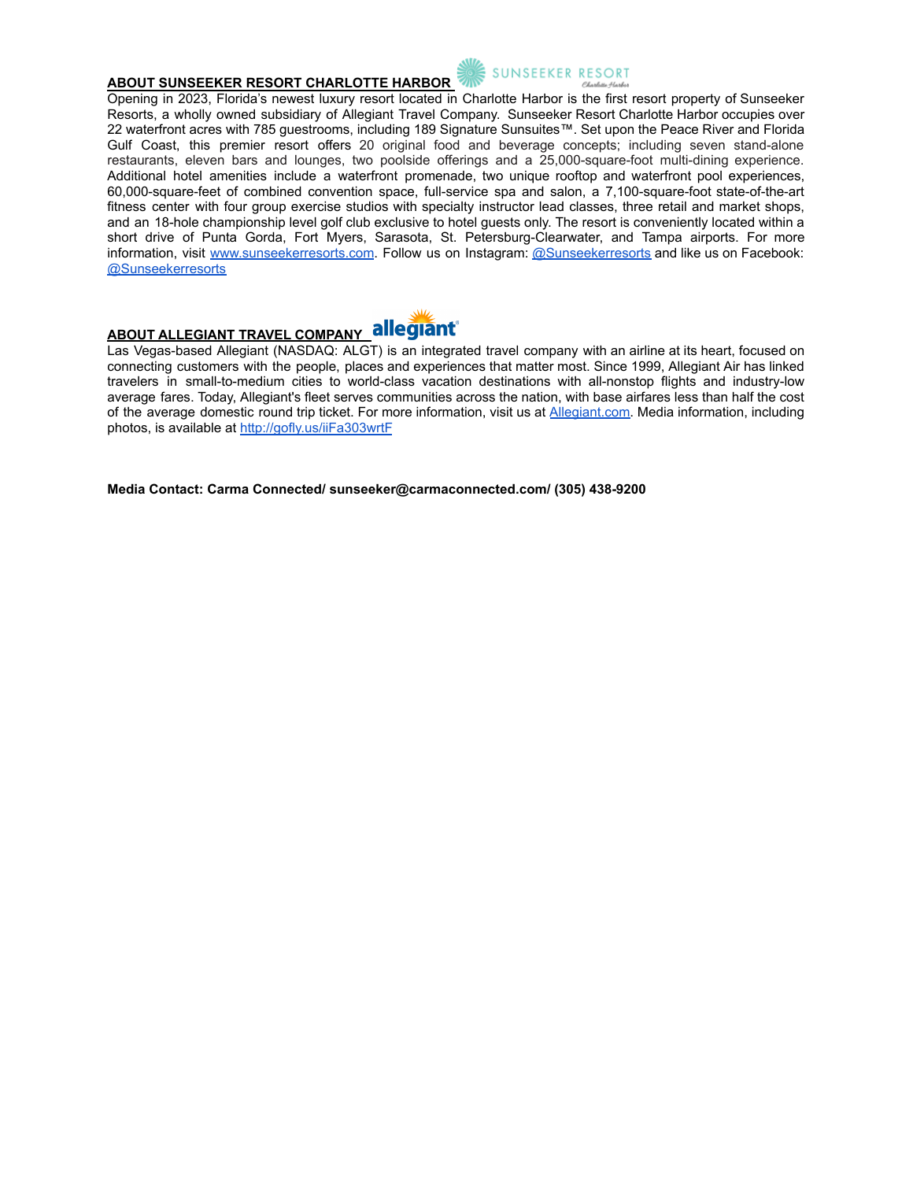**ABOUT SUNSEEKER RESORT CHARLOTTE HARBOR**

Opening in 2023, Florida's newest luxury resort located in Charlotte Harbor is the first resort property of Sunseeker Resorts, a wholly owned subsidiary of Allegiant Travel Company. Sunseeker Resort Charlotte Harbor occupies over 22 waterfront acres with 785 guestrooms, including 189 Signature Sunsuites™. Set upon the Peace River and Florida Gulf Coast, this premier resort offers 20 original food and beverage concepts; including seven stand-alone restaurants, eleven bars and lounges, two poolside offerings and a 25,000-square-foot multi-dining experience. Additional hotel amenities include a waterfront promenade, two unique rooftop and waterfront pool experiences, 60,000-square-feet of combined convention space, full-service spa and salon, a 7,100-square-foot state-of-the-art fitness center with four group exercise studios with specialty instructor lead classes, three retail and market shops, and an 18-hole championship level golf club exclusive to hotel guests only. The resort is conveniently located within a short drive of Punta Gorda, Fort Myers, Sarasota, St. Petersburg-Clearwater, and Tampa airports. For more information, visit [www.sunseekerresorts.com](www.sunseekerresorts.com). Follow us on Instagram: @Sunseekerresorts and like us on Facebook: @Sunseekerresorts

**ABOUT ALLEGIANT TRAVEL COMPANY**

Las Vegas-based Allegiant (NASDAQ: ALGT) is an integrated travel company with an airline at its heart, focused on connecting customers with the people, places and experiences that matter most. Since 1999, Allegiant Air has linked travelers in small-to-medium cities to world-class vacation destinations with all-nonstop flights and industry-low average fares. Today, Allegiant's fleet serves communities across the nation, with base airfares less than half the cost of the average domestic round trip ticket. For more information, visit us at [Allegiant.com](Allegiant.com). Media information, including photos, is available at [http://gofly.us/iiFa303wrtF](http://gofly.us/iiFa303wrtF)

**Media Contact: Carma Connected/ sunseeker@carmaconnected.com/ (305) 438-9200**